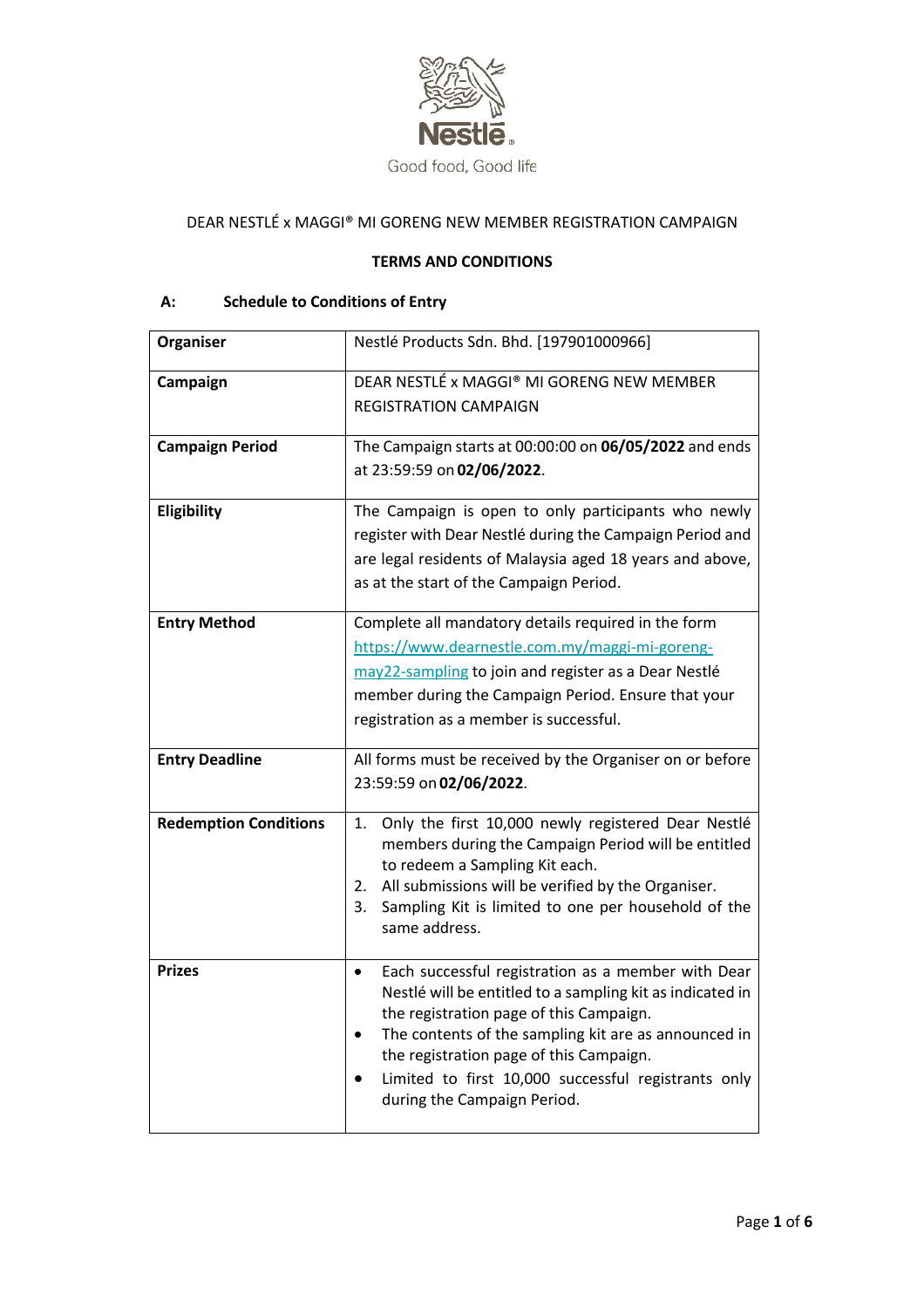Good food, Good life

DEAR NESTLÉ x MAGGI® MI GORENG NEW MEMBER REGISTRATION CAMPAIGN

**TERMS AND CONDITIONS**

## A: Schedule to Conditions of Entry

| | |
|---|---|
| **Organiser** | Nestlé Products Sdn. Bhd. [197901000966] |
| **Campaign** | DEAR NESTLÉ x MAGGI® MI GORENG NEW MEMBER REGISTRATION CAMPAIGN |
| **Campaign Period** | The Campaign starts at 00:00:00 on **06/05/2022** and ends at 23:59:59 on **02/06/2022**. |
| **Eligibility** | The Campaign is open to only participants who newly register with Dear Nestlé during the Campaign Period and are legal residents of Malaysia aged 18 years and above, as at the start of the Campaign Period. |
| **Entry Method** | Complete all mandatory details required in the form https://www.dearnestle.com.my/maggi-mi-goreng-may22-sampling to join and register as a Dear Nestlé member during the Campaign Period. Ensure that your registration as a member is successful. |
| **Entry Deadline** | All forms must be received by the Organiser on or before 23:59:59 on **02/06/2022**. |
| **Redemption Conditions** | 1. Only the first 10,000 newly registered Dear Nestlé members during the Campaign Period will be entitled to redeem a Sampling Kit each.<br>2. All submissions will be verified by the Organiser.<br>3. Sampling Kit is limited to one per household of the same address. |
| **Prizes** | • Each successful registration as a member with Dear Nestlé will be entitled to a sampling kit as indicated in the registration page of this Campaign.<br>• The contents of the sampling kit are as announced in the registration page of this Campaign.<br>• Limited to first 10,000 successful registrants only during the Campaign Period. |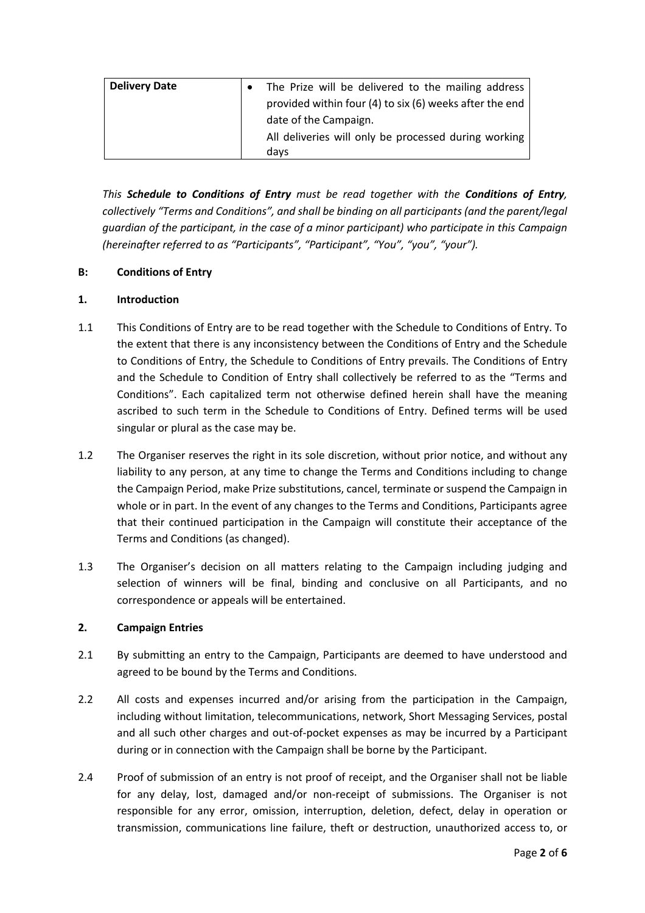| Delivery Date | • The Prize will be delivered to the mailing address provided within four (4) to six (6) weeks after the end date of the Campaign.<br>All deliveries will only be processed during working days |
|---|---|

*This **Schedule to Conditions of Entry** must be read together with the **Conditions of Entry**, collectively "Terms and Conditions", and shall be binding on all participants (and the parent/legal guardian of the participant, in the case of a minor participant) who participate in this Campaign (hereinafter referred to as "Participants", "Participant", "You", "you", "your").*

## B: Conditions of Entry

### 1. Introduction

1.1 This Conditions of Entry are to be read together with the Schedule to Conditions of Entry. To the extent that there is any inconsistency between the Conditions of Entry and the Schedule to Conditions of Entry, the Schedule to Conditions of Entry prevails. The Conditions of Entry and the Schedule to Condition of Entry shall collectively be referred to as the "Terms and Conditions". Each capitalized term not otherwise defined herein shall have the meaning ascribed to such term in the Schedule to Conditions of Entry. Defined terms will be used singular or plural as the case may be.

1.2 The Organiser reserves the right in its sole discretion, without prior notice, and without any liability to any person, at any time to change the Terms and Conditions including to change the Campaign Period, make Prize substitutions, cancel, terminate or suspend the Campaign in whole or in part. In the event of any changes to the Terms and Conditions, Participants agree that their continued participation in the Campaign will constitute their acceptance of the Terms and Conditions (as changed).

1.3 The Organiser's decision on all matters relating to the Campaign including judging and selection of winners will be final, binding and conclusive on all Participants, and no correspondence or appeals will be entertained.

### 2. Campaign Entries

2.1 By submitting an entry to the Campaign, Participants are deemed to have understood and agreed to be bound by the Terms and Conditions.

2.2 All costs and expenses incurred and/or arising from the participation in the Campaign, including without limitation, telecommunications, network, Short Messaging Services, postal and all such other charges and out-of-pocket expenses as may be incurred by a Participant during or in connection with the Campaign shall be borne by the Participant.

2.4 Proof of submission of an entry is not proof of receipt, and the Organiser shall not be liable for any delay, lost, damaged and/or non-receipt of submissions. The Organiser is not responsible for any error, omission, interruption, deletion, defect, delay in operation or transmission, communications line failure, theft or destruction, unauthorized access to, or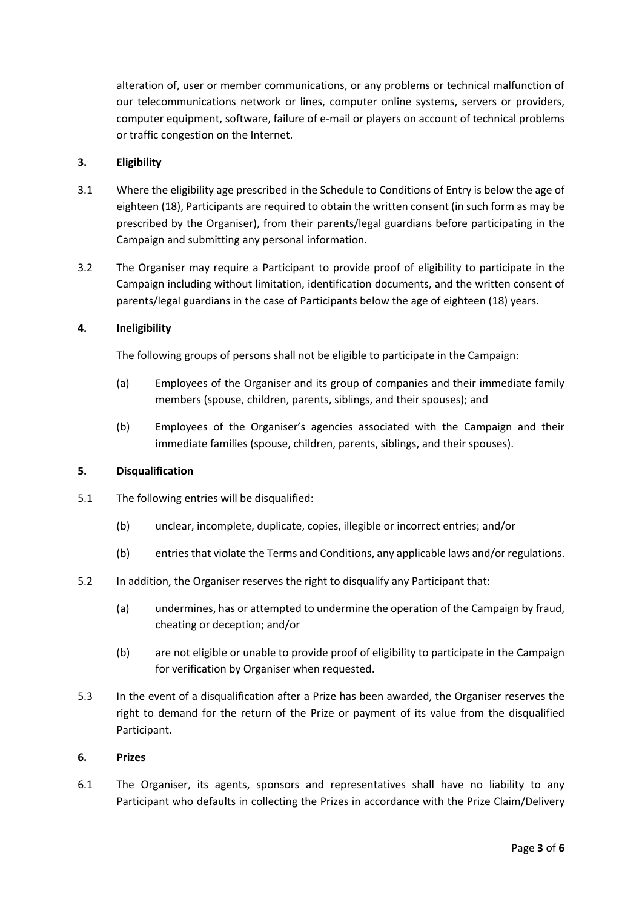alteration of, user or member communications, or any problems or technical malfunction of our telecommunications network or lines, computer online systems, servers or providers, computer equipment, software, failure of e-mail or players on account of technical problems or traffic congestion on the Internet.

**3. Eligibility**

3.1 Where the eligibility age prescribed in the Schedule to Conditions of Entry is below the age of eighteen (18), Participants are required to obtain the written consent (in such form as may be prescribed by the Organiser), from their parents/legal guardians before participating in the Campaign and submitting any personal information.

3.2 The Organiser may require a Participant to provide proof of eligibility to participate in the Campaign including without limitation, identification documents, and the written consent of parents/legal guardians in the case of Participants below the age of eighteen (18) years.

**4. Ineligibility**

The following groups of persons shall not be eligible to participate in the Campaign:

(a) Employees of the Organiser and its group of companies and their immediate family members (spouse, children, parents, siblings, and their spouses); and

(b) Employees of the Organiser's agencies associated with the Campaign and their immediate families (spouse, children, parents, siblings, and their spouses).

**5. Disqualification**

5.1 The following entries will be disqualified:

(b) unclear, incomplete, duplicate, copies, illegible or incorrect entries; and/or

(b) entries that violate the Terms and Conditions, any applicable laws and/or regulations.

5.2 In addition, the Organiser reserves the right to disqualify any Participant that:

(a) undermines, has or attempted to undermine the operation of the Campaign by fraud, cheating or deception; and/or

(b) are not eligible or unable to provide proof of eligibility to participate in the Campaign for verification by Organiser when requested.

5.3 In the event of a disqualification after a Prize has been awarded, the Organiser reserves the right to demand for the return of the Prize or payment of its value from the disqualified Participant.

**6. Prizes**

6.1 The Organiser, its agents, sponsors and representatives shall have no liability to any Participant who defaults in collecting the Prizes in accordance with the Prize Claim/Delivery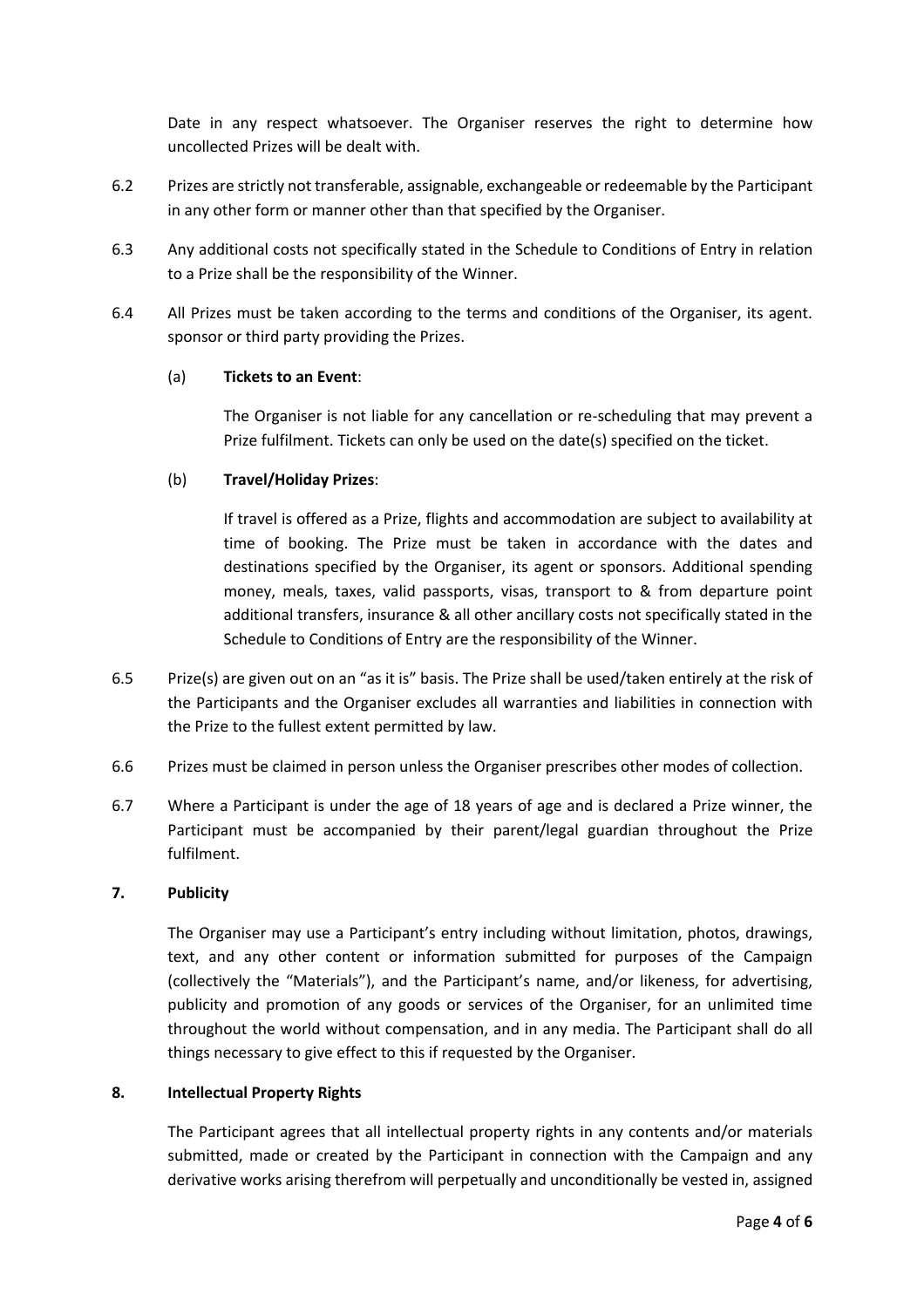Date in any respect whatsoever. The Organiser reserves the right to determine how uncollected Prizes will be dealt with.

6.2 Prizes are strictly not transferable, assignable, exchangeable or redeemable by the Participant in any other form or manner other than that specified by the Organiser.

6.3 Any additional costs not specifically stated in the Schedule to Conditions of Entry in relation to a Prize shall be the responsibility of the Winner.

6.4 All Prizes must be taken according to the terms and conditions of the Organiser, its agent. sponsor or third party providing the Prizes.

(a) **Tickets to an Event**:

The Organiser is not liable for any cancellation or re-scheduling that may prevent a Prize fulfilment. Tickets can only be used on the date(s) specified on the ticket.

(b) **Travel/Holiday Prizes**:

If travel is offered as a Prize, flights and accommodation are subject to availability at time of booking. The Prize must be taken in accordance with the dates and destinations specified by the Organiser, its agent or sponsors. Additional spending money, meals, taxes, valid passports, visas, transport to & from departure point additional transfers, insurance & all other ancillary costs not specifically stated in the Schedule to Conditions of Entry are the responsibility of the Winner.

6.5 Prize(s) are given out on an "as it is" basis. The Prize shall be used/taken entirely at the risk of the Participants and the Organiser excludes all warranties and liabilities in connection with the Prize to the fullest extent permitted by law.

6.6 Prizes must be claimed in person unless the Organiser prescribes other modes of collection.

6.7 Where a Participant is under the age of 18 years of age and is declared a Prize winner, the Participant must be accompanied by their parent/legal guardian throughout the Prize fulfilment.

**7. Publicity**

The Organiser may use a Participant's entry including without limitation, photos, drawings, text, and any other content or information submitted for purposes of the Campaign (collectively the "Materials"), and the Participant's name, and/or likeness, for advertising, publicity and promotion of any goods or services of the Organiser, for an unlimited time throughout the world without compensation, and in any media. The Participant shall do all things necessary to give effect to this if requested by the Organiser.

**8. Intellectual Property Rights**

The Participant agrees that all intellectual property rights in any contents and/or materials submitted, made or created by the Participant in connection with the Campaign and any derivative works arising therefrom will perpetually and unconditionally be vested in, assigned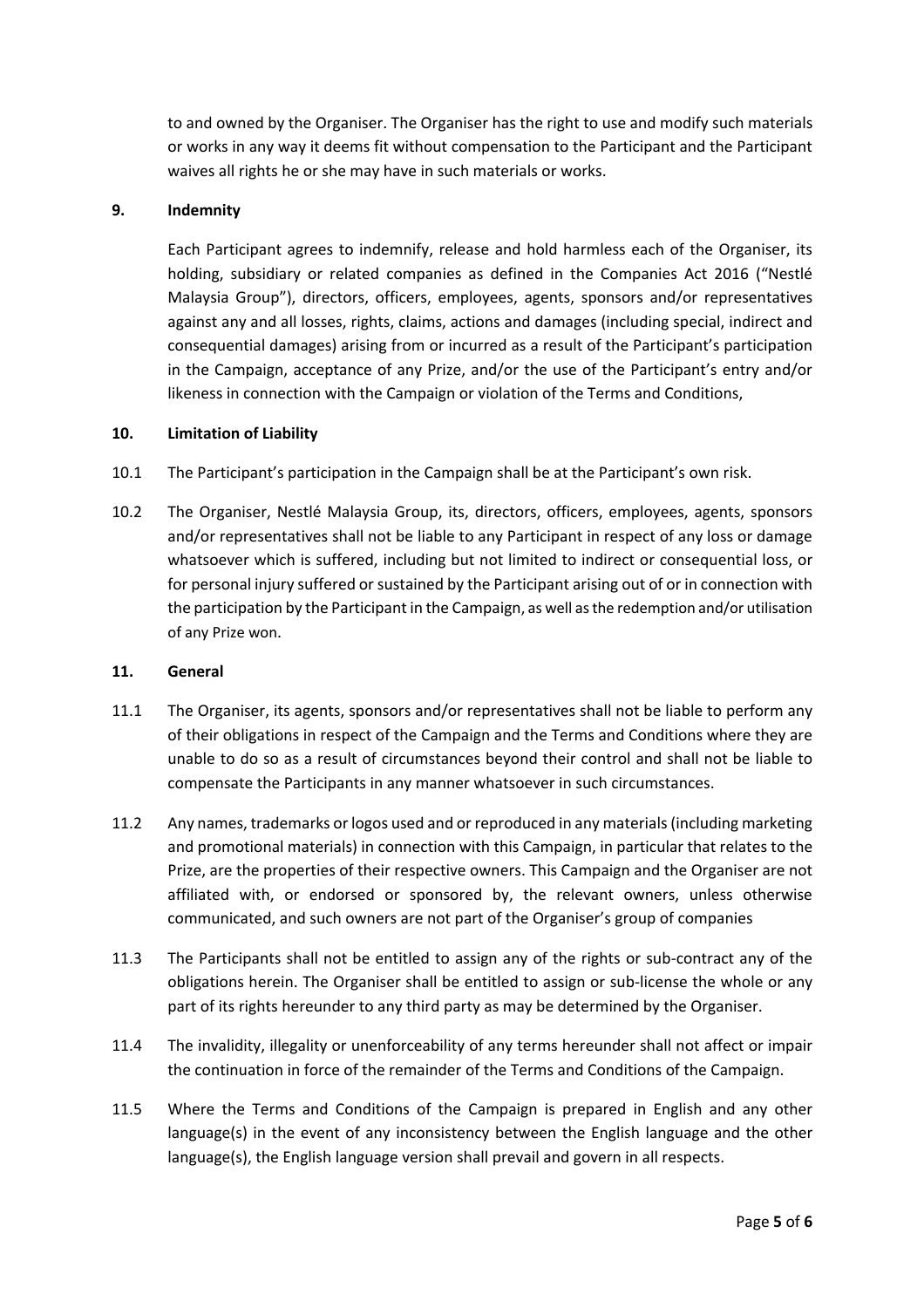to and owned by the Organiser. The Organiser has the right to use and modify such materials or works in any way it deems fit without compensation to the Participant and the Participant waives all rights he or she may have in such materials or works.

## 9. Indemnity

Each Participant agrees to indemnify, release and hold harmless each of the Organiser, its holding, subsidiary or related companies as defined in the Companies Act 2016 ("Nestlé Malaysia Group"), directors, officers, employees, agents, sponsors and/or representatives against any and all losses, rights, claims, actions and damages (including special, indirect and consequential damages) arising from or incurred as a result of the Participant's participation in the Campaign, acceptance of any Prize, and/or the use of the Participant's entry and/or likeness in connection with the Campaign or violation of the Terms and Conditions,

## 10. Limitation of Liability

10.1 The Participant's participation in the Campaign shall be at the Participant's own risk.

10.2 The Organiser, Nestlé Malaysia Group, its, directors, officers, employees, agents, sponsors and/or representatives shall not be liable to any Participant in respect of any loss or damage whatsoever which is suffered, including but not limited to indirect or consequential loss, or for personal injury suffered or sustained by the Participant arising out of or in connection with the participation by the Participant in the Campaign, as well as the redemption and/or utilisation of any Prize won.

## 11. General

11.1 The Organiser, its agents, sponsors and/or representatives shall not be liable to perform any of their obligations in respect of the Campaign and the Terms and Conditions where they are unable to do so as a result of circumstances beyond their control and shall not be liable to compensate the Participants in any manner whatsoever in such circumstances.

11.2 Any names, trademarks or logos used and or reproduced in any materials (including marketing and promotional materials) in connection with this Campaign, in particular that relates to the Prize, are the properties of their respective owners. This Campaign and the Organiser are not affiliated with, or endorsed or sponsored by, the relevant owners, unless otherwise communicated, and such owners are not part of the Organiser's group of companies

11.3 The Participants shall not be entitled to assign any of the rights or sub-contract any of the obligations herein. The Organiser shall be entitled to assign or sub-license the whole or any part of its rights hereunder to any third party as may be determined by the Organiser.

11.4 The invalidity, illegality or unenforceability of any terms hereunder shall not affect or impair the continuation in force of the remainder of the Terms and Conditions of the Campaign.

11.5 Where the Terms and Conditions of the Campaign is prepared in English and any other language(s) in the event of any inconsistency between the English language and the other language(s), the English language version shall prevail and govern in all respects.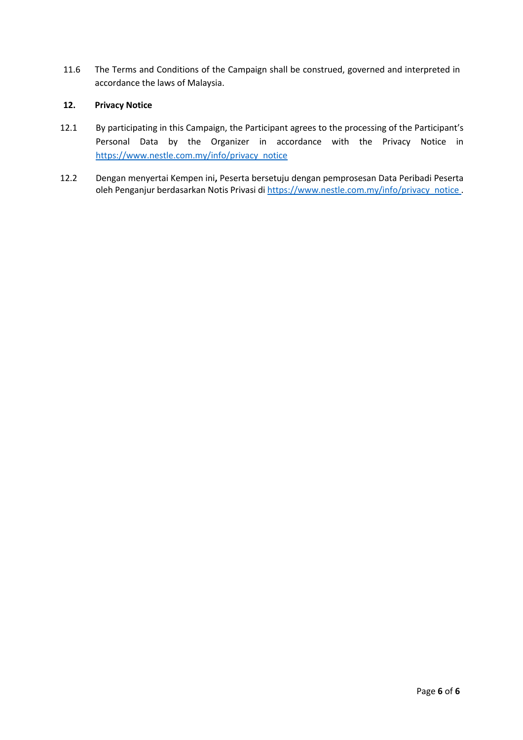11.6 The Terms and Conditions of the Campaign shall be construed, governed and interpreted in accordance the laws of Malaysia.

## 12. Privacy Notice

12.1 By participating in this Campaign, the Participant agrees to the processing of the Participant's Personal Data by the Organizer in accordance with the Privacy Notice in https://www.nestle.com.my/info/privacy_notice

12.2 Dengan menyertai Kempen ini**,** Peserta bersetuju dengan pemprosesan Data Peribadi Peserta oleh Penganjur berdasarkan Notis Privasi di https://www.nestle.com.my/info/privacy_notice .